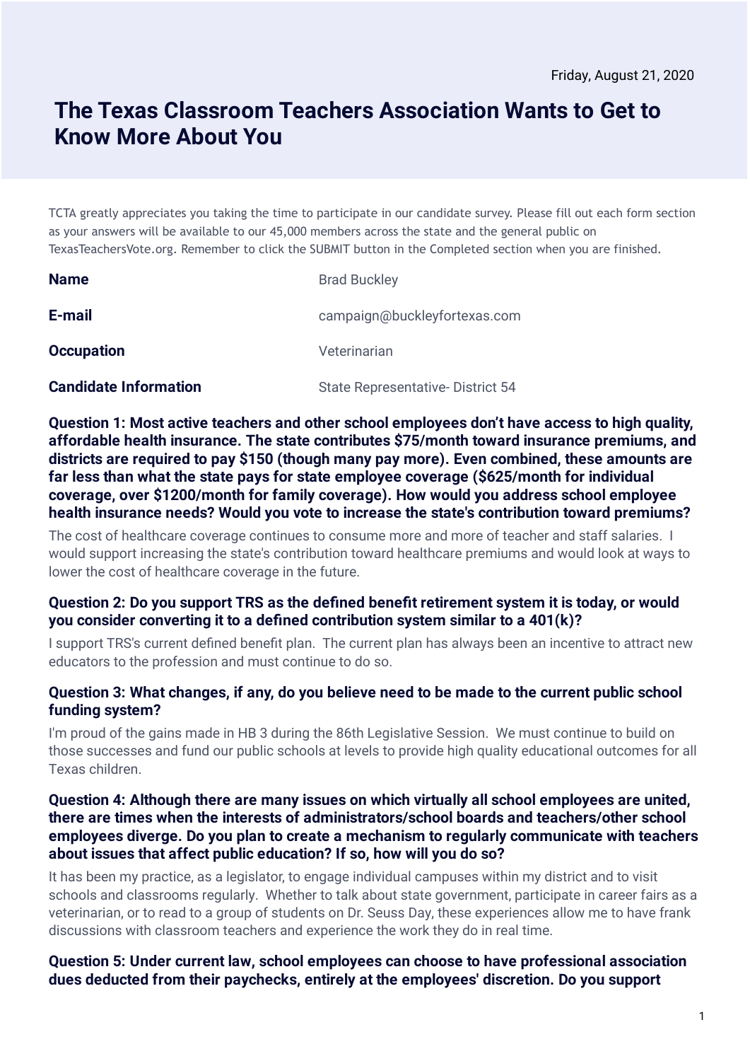Friday, August 21, 2020

# The Texas Classroom Teachers Association Wants to Get to Know More About You

TCTA greatly appreciates you taking the time to participate in our candidate survey. Please fill out each form section as your answers will be available to our 45,000 members across the state and the general public on TexasTeachersVote.org. Remember to click the SUBMIT button in the Completed section when you are finished.

| | |
|---|---|
| **Name** | Brad Buckley |
| **E-mail** | campaign@buckleyfortexas.com |
| **Occupation** | Veterinarian |
| **Candidate Information** | State Representative- District 54 |

**Question 1: Most active teachers and other school employees don't have access to high quality, affordable health insurance. The state contributes $75/month toward insurance premiums, and districts are required to pay $150 (though many pay more). Even combined, these amounts are far less than what the state pays for state employee coverage ($625/month for individual coverage, over $1200/month for family coverage). How would you address school employee health insurance needs? Would you vote to increase the state's contribution toward premiums?**

The cost of healthcare coverage continues to consume more and more of teacher and staff salaries. I would support increasing the state's contribution toward healthcare premiums and would look at ways to lower the cost of healthcare coverage in the future.

**Question 2: Do you support TRS as the defined benefit retirement system it is today, or would you consider converting it to a defined contribution system similar to a 401(k)?**

I support TRS's current defined benefit plan. The current plan has always been an incentive to attract new educators to the profession and must continue to do so.

**Question 3: What changes, if any, do you believe need to be made to the current public school funding system?**

I'm proud of the gains made in HB 3 during the 86th Legislative Session. We must continue to build on those successes and fund our public schools at levels to provide high quality educational outcomes for all Texas children.

**Question 4: Although there are many issues on which virtually all school employees are united, there are times when the interests of administrators/school boards and teachers/other school employees diverge. Do you plan to create a mechanism to regularly communicate with teachers about issues that affect public education? If so, how will you do so?**

It has been my practice, as a legislator, to engage individual campuses within my district and to visit schools and classrooms regularly. Whether to talk about state government, participate in career fairs as a veterinarian, or to read to a group of students on Dr. Seuss Day, these experiences allow me to have frank discussions with classroom teachers and experience the work they do in real time.

**Question 5: Under current law, school employees can choose to have professional association dues deducted from their paychecks, entirely at the employees' discretion. Do you support**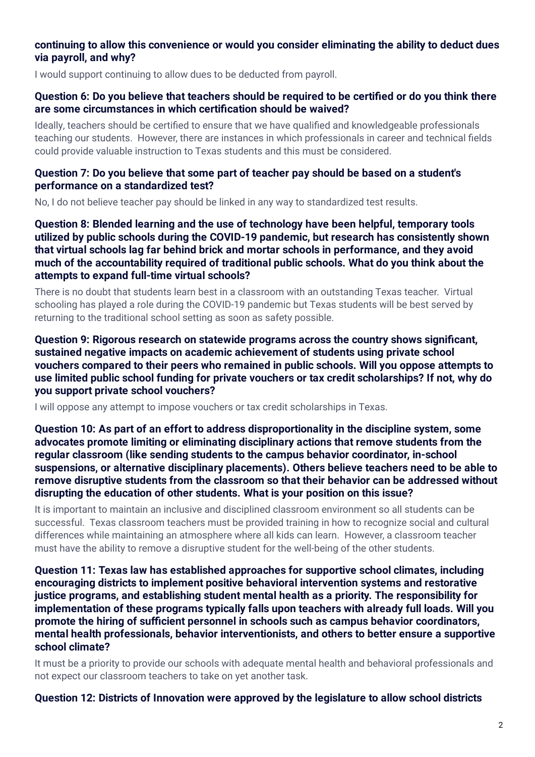**continuing to allow this convenience or would you consider eliminating the ability to deduct dues via payroll, and why?**

I would support continuing to allow dues to be deducted from payroll.

**Question 6: Do you believe that teachers should be required to be certified or do you think there are some circumstances in which certification should be waived?**

Ideally, teachers should be certified to ensure that we have qualified and knowledgeable professionals teaching our students. However, there are instances in which professionals in career and technical fields could provide valuable instruction to Texas students and this must be considered.

**Question 7: Do you believe that some part of teacher pay should be based on a student's performance on a standardized test?**

No, I do not believe teacher pay should be linked in any way to standardized test results.

**Question 8: Blended learning and the use of technology have been helpful, temporary tools utilized by public schools during the COVID-19 pandemic, but research has consistently shown that virtual schools lag far behind brick and mortar schools in performance, and they avoid much of the accountability required of traditional public schools. What do you think about the attempts to expand full-time virtual schools?**

There is no doubt that students learn best in a classroom with an outstanding Texas teacher. Virtual schooling has played a role during the COVID-19 pandemic but Texas students will be best served by returning to the traditional school setting as soon as safety possible.

**Question 9: Rigorous research on statewide programs across the country shows significant, sustained negative impacts on academic achievement of students using private school vouchers compared to their peers who remained in public schools. Will you oppose attempts to use limited public school funding for private vouchers or tax credit scholarships? If not, why do you support private school vouchers?**

I will oppose any attempt to impose vouchers or tax credit scholarships in Texas.

**Question 10: As part of an effort to address disproportionality in the discipline system, some advocates promote limiting or eliminating disciplinary actions that remove students from the regular classroom (like sending students to the campus behavior coordinator, in-school suspensions, or alternative disciplinary placements). Others believe teachers need to be able to remove disruptive students from the classroom so that their behavior can be addressed without disrupting the education of other students. What is your position on this issue?**

It is important to maintain an inclusive and disciplined classroom environment so all students can be successful. Texas classroom teachers must be provided training in how to recognize social and cultural differences while maintaining an atmosphere where all kids can learn. However, a classroom teacher must have the ability to remove a disruptive student for the well-being of the other students.

**Question 11: Texas law has established approaches for supportive school climates, including encouraging districts to implement positive behavioral intervention systems and restorative justice programs, and establishing student mental health as a priority. The responsibility for implementation of these programs typically falls upon teachers with already full loads. Will you promote the hiring of sufficient personnel in schools such as campus behavior coordinators, mental health professionals, behavior interventionists, and others to better ensure a supportive school climate?**

It must be a priority to provide our schools with adequate mental health and behavioral professionals and not expect our classroom teachers to take on yet another task.

**Question 12: Districts of Innovation were approved by the legislature to allow school districts**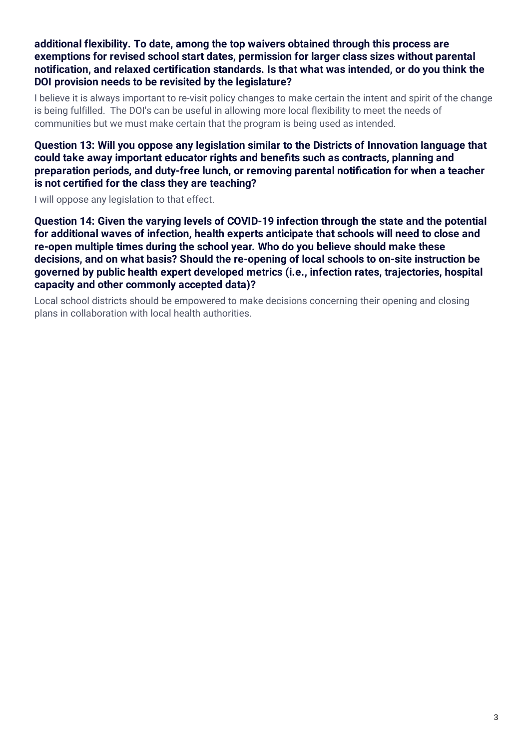**additional flexibility. To date, among the top waivers obtained through this process are exemptions for revised school start dates, permission for larger class sizes without parental notification, and relaxed certification standards. Is that what was intended, or do you think the DOI provision needs to be revisited by the legislature?**

I believe it is always important to re-visit policy changes to make certain the intent and spirit of the change is being fulfilled. The DOI's can be useful in allowing more local flexibility to meet the needs of communities but we must make certain that the program is being used as intended.

**Question 13: Will you oppose any legislation similar to the Districts of Innovation language that could take away important educator rights and benefits such as contracts, planning and preparation periods, and duty-free lunch, or removing parental notification for when a teacher is not certified for the class they are teaching?**

I will oppose any legislation to that effect.

**Question 14: Given the varying levels of COVID-19 infection through the state and the potential for additional waves of infection, health experts anticipate that schools will need to close and re-open multiple times during the school year. Who do you believe should make these decisions, and on what basis? Should the re-opening of local schools to on-site instruction be governed by public health expert developed metrics (i.e., infection rates, trajectories, hospital capacity and other commonly accepted data)?**

Local school districts should be empowered to make decisions concerning their opening and closing plans in collaboration with local health authorities.